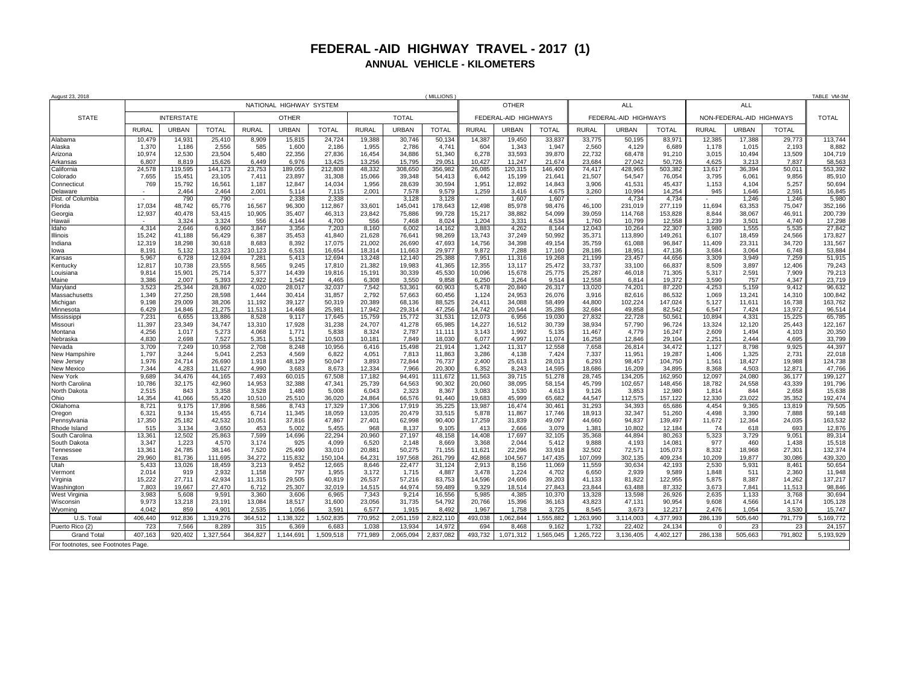# FEDERAL -AID HIGHWAY TRAVEL - 2017 (1)

## ANNUAL VEHICLE - KILOMETERS

August 23, 2018 ( MILLIONS ) TABLE VM-3M

| STATE | NATIONAL HIGHWAY SYSTEM | | | | | | | | | OTHER | | | ALL | | | ALL | | | TOTAL |
|---|---|---|---|---|---|---|---|---|---|---|---|---|---|---|---|---|---|---|---|
| | INTERSTATE | | | OTHER | | | TOTAL | | | FEDERAL-AID HIGHWAYS | | | FEDERAL-AID HIGHWAYS | | | NON-FEDERAL-AID HIGHWAYS | | | |
| | RURAL | URBAN | TOTAL | RURAL | URBAN | TOTAL | RURAL | URBAN | TOTAL | RURAL | URBAN | TOTAL | RURAL | URBAN | TOTAL | RURAL | URBAN | TOTAL | |
| Alabama | 10,479 | 14,931 | 25,410 | 8,909 | 15,815 | 24,724 | 19,388 | 30,746 | 50,134 | 14,387 | 19,450 | 33,837 | 33,775 | 50,195 | 83,971 | 12,385 | 17,388 | 29,773 | 113,744 |
| Alaska | 1,370 | 1,186 | 2,556 | 585 | 1,600 | 2,186 | 1,955 | 2,786 | 4,741 | 604 | 1,343 | 1,947 | 2,560 | 4,129 | 6,689 | 1,178 | 1,015 | 2,193 | 8,882 |
| Arizona | 10,974 | 12,530 | 23,504 | 5,480 | 22,356 | 27,836 | 16,454 | 34,886 | 51,340 | 6,278 | 33,593 | 39,870 | 22,732 | 68,478 | 91,210 | 3,015 | 10,494 | 13,509 | 104,719 |
| Arkansas | 6,807 | 8,819 | 15,626 | 6,449 | 6,976 | 13,425 | 13,256 | 15,795 | 29,051 | 10,427 | 11,247 | 21,674 | 23,684 | 27,042 | 50,726 | 4,625 | 3,213 | 7,837 | 58,563 |
| California | 24,578 | 119,595 | 144,173 | 23,753 | 189,055 | 212,808 | 48,332 | 308,650 | 356,982 | 26,085 | 120,315 | 146,400 | 74,417 | 428,965 | 503,382 | 13,617 | 36,394 | 50,011 | 553,392 |
| Colorado | 7,655 | 15,451 | 23,105 | 7,411 | 23,897 | 31,308 | 15,066 | 39,348 | 54,413 | 6,442 | 15,199 | 21,641 | 21,507 | 54,547 | 76,054 | 3,795 | 6,061 | 9,856 | 85,910 |
| Connecticut | 769 | 15,792 | 16,561 | 1,187 | 12,847 | 14,034 | 1,956 | 28,639 | 30,594 | 1,951 | 12,892 | 14,843 | 3,906 | 41,531 | 45,437 | 1,153 | 4,104 | 5,257 | 50,694 |
| Delaware | - | 2,464 | 2,464 | 2,001 | 5,114 | 7,115 | 2,001 | 7,578 | 9,579 | 1,259 | 3,416 | 4,675 | 3,260 | 10,994 | 14,254 | 945 | 1,646 | 2,591 | 16,845 |
| Dist. of Columbia | - | 790 | 790 | - | 2,338 | 2,338 | - | 3,128 | 3,128 | - | 1,607 | 1,607 | - | 4,734 | 4,734 | - | 1,246 | 1,246 | 5,980 |
| Florida | 17,034 | 48,742 | 65,776 | 16,567 | 96,300 | 112,867 | 33,601 | 145,041 | 178,643 | 12,498 | 85,978 | 98,476 | 46,100 | 231,019 | 277,119 | 11,694 | 63,353 | 75,047 | 352,166 |
| Georgia | 12,937 | 40,478 | 53,415 | 10,905 | 35,407 | 46,313 | 23,842 | 75,886 | 99,728 | 15,217 | 38,882 | 54,099 | 39,059 | 114,768 | 153,828 | 8,844 | 38,067 | 46,911 | 200,739 |
| Hawaii | - | 3,324 | 3,324 | 556 | 4,144 | 4,700 | 556 | 7,468 | 8,024 | 1,204 | 3,331 | 4,534 | 1,760 | 10,799 | 12,558 | 1,239 | 3,501 | 4,740 | 17,298 |
| Idaho | 4,314 | 2,646 | 6,960 | 3,847 | 3,356 | 7,203 | 8,160 | 6,002 | 14,162 | 3,883 | 4,262 | 8,144 | 12,043 | 10,264 | 22,307 | 3,980 | 1,555 | 5,535 | 27,842 |
| Illinois | 15,242 | 41,188 | 56,429 | 6,387 | 35,453 | 41,840 | 21,628 | 76,641 | 98,269 | 13,743 | 37,249 | 50,992 | 35,371 | 113,890 | 149,261 | 6,107 | 18,459 | 24,566 | 173,827 |
| Indiana | 12,319 | 18,298 | 30,618 | 8,683 | 8,392 | 17,075 | 21,002 | 26,690 | 47,693 | 14,756 | 34,398 | 49,154 | 35,759 | 61,088 | 96,847 | 11,409 | 23,311 | 34,720 | 131,567 |
| Iowa | 8,191 | 5,132 | 13,323 | 10,123 | 6,531 | 16,654 | 18,314 | 11,663 | 29,977 | 9,872 | 7,288 | 17,160 | 28,186 | 18,951 | 47,136 | 3,684 | 3,064 | 6,748 | 53,884 |
| Kansas | 5,967 | 6,728 | 12,694 | 7,281 | 5,413 | 12,694 | 13,248 | 12,140 | 25,388 | 7,951 | 11,316 | 19,268 | 21,199 | 23,457 | 44,656 | 3,309 | 3,949 | 7,259 | 51,915 |
| Kentucky | 12,817 | 10,738 | 23,555 | 8,565 | 9,245 | 17,810 | 21,382 | 19,983 | 41,365 | 12,355 | 13,117 | 25,472 | 33,737 | 33,100 | 66,837 | 8,509 | 3,897 | 12,406 | 79,243 |
| Louisiana | 9,814 | 15,901 | 25,714 | 5,377 | 14,439 | 19,816 | 15,191 | 30,339 | 45,530 | 10,096 | 15,678 | 25,775 | 25,287 | 46,018 | 71,305 | 5,317 | 2,591 | 7,909 | 79,213 |
| Maine | 3,386 | 2,007 | 5,393 | 2,922 | 1,542 | 4,465 | 6,308 | 3,550 | 9,858 | 6,250 | 3,264 | 9,514 | 12,558 | 6,814 | 19,372 | 3,590 | 757 | 4,347 | 23,719 |
| Maryland | 3,523 | 25,344 | 28,867 | 4,020 | 28,017 | 32,037 | 7,542 | 53,361 | 60,903 | 5,478 | 20,840 | 26,317 | 13,020 | 74,201 | 87,220 | 4,253 | 5,159 | 9,412 | 96,632 |
| Massachusetts | 1,349 | 27,250 | 28,598 | 1,444 | 30,414 | 31,857 | 2,792 | 57,663 | 60,456 | 1,124 | 24,953 | 26,076 | 3,916 | 82,616 | 86,532 | 1,069 | 13,241 | 14,310 | 100,842 |
| Michigan | 9,198 | 29,009 | 38,206 | 11,192 | 39,127 | 50,319 | 20,389 | 68,136 | 88,525 | 24,411 | 34,088 | 58,499 | 44,800 | 102,224 | 147,024 | 5,127 | 11,611 | 16,738 | 163,762 |
| Minnesota | 6,429 | 14,846 | 21,275 | 11,513 | 14,468 | 25,981 | 17,942 | 29,314 | 47,256 | 14,742 | 20,544 | 35,286 | 32,684 | 49,858 | 82,542 | 6,547 | 7,424 | 13,972 | 96,514 |
| Mississippi | 7,231 | 6,655 | 13,886 | 8,528 | 9,117 | 17,645 | 15,759 | 15,772 | 31,531 | 12,073 | 6,956 | 19,030 | 27,832 | 22,728 | 50,561 | 10,894 | 4,331 | 15,225 | 65,785 |
| Missouri | 11,397 | 23,349 | 34,747 | 13,310 | 17,928 | 31,238 | 24,707 | 41,278 | 65,985 | 14,227 | 16,512 | 30,739 | 38,934 | 57,790 | 96,724 | 13,324 | 12,120 | 25,443 | 122,167 |
| Montana | 4,256 | 1,017 | 5,273 | 4,068 | 1,771 | 5,838 | 8,324 | 2,787 | 11,111 | 3,143 | 1,992 | 5,135 | 11,467 | 4,779 | 16,247 | 2,609 | 1,494 | 4,103 | 20,350 |
| Nebraska | 4,830 | 2,698 | 7,527 | 5,351 | 5,152 | 10,503 | 10,181 | 7,849 | 18,030 | 6,077 | 4,997 | 11,074 | 16,258 | 12,846 | 29,104 | 2,251 | 2,444 | 4,695 | 33,799 |
| Nevada | 3,709 | 7,249 | 10,958 | 2,708 | 8,248 | 10,956 | 6,416 | 15,498 | 21,914 | 1,242 | 11,317 | 12,558 | 7,658 | 26,814 | 34,472 | 1,127 | 8,798 | 9,925 | 44,397 |
| New Hampshire | 1,797 | 3,244 | 5,041 | 2,253 | 4,569 | 6,822 | 4,051 | 7,813 | 11,863 | 3,286 | 4,138 | 7,424 | 7,337 | 11,951 | 19,287 | 1,406 | 1,325 | 2,731 | 22,018 |
| New Jersey | 1,976 | 24,714 | 26,690 | 1,918 | 48,129 | 50,047 | 3,893 | 72,844 | 76,737 | 2,400 | 25,613 | 28,013 | 6,293 | 98,457 | 104,750 | 1,561 | 18,427 | 19,988 | 124,738 |
| New Mexico | 7,344 | 4,283 | 11,627 | 4,990 | 3,683 | 8,673 | 12,334 | 7,966 | 20,300 | 6,352 | 8,243 | 14,595 | 18,686 | 16,209 | 34,895 | 8,368 | 4,503 | 12,871 | 47,766 |
| New York | 9,689 | 34,476 | 44,165 | 7,493 | 60,015 | 67,508 | 17,182 | 94,491 | 111,672 | 11,563 | 39,715 | 51,278 | 28,745 | 134,205 | 162,950 | 12,097 | 24,080 | 36,177 | 199,127 |
| North Carolina | 10,786 | 32,175 | 42,960 | 14,953 | 32,388 | 47,341 | 25,739 | 64,563 | 90,302 | 20,060 | 38,095 | 58,154 | 45,799 | 102,657 | 148,456 | 18,782 | 24,558 | 43,339 | 191,796 |
| North Dakota | 2,515 | 843 | 3,358 | 3,528 | 1,480 | 5,008 | 6,043 | 2,323 | 8,367 | 3,083 | 1,530 | 4,613 | 9,126 | 3,853 | 12,980 | 1,814 | 844 | 2,658 | 15,638 |
| Ohio | 14,354 | 41,066 | 55,420 | 10,510 | 25,510 | 36,020 | 24,864 | 66,576 | 91,440 | 19,683 | 45,999 | 65,682 | 44,547 | 112,575 | 157,122 | 12,330 | 23,022 | 35,352 | 192,474 |
| Oklahoma | 8,721 | 9,175 | 17,896 | 8,586 | 8,743 | 17,329 | 17,306 | 17,919 | 35,225 | 13,987 | 16,474 | 30,461 | 31,293 | 34,393 | 65,686 | 4,454 | 9,365 | 13,819 | 79,505 |
| Oregon | 6,321 | 9,134 | 15,455 | 6,714 | 11,345 | 18,059 | 13,035 | 20,479 | 33,515 | 5,878 | 11,867 | 17,746 | 18,913 | 32,347 | 51,260 | 4,498 | 3,390 | 7,888 | 59,148 |
| Pennsylvania | 17,350 | 25,182 | 42,532 | 10,051 | 37,816 | 47,867 | 27,401 | 62,998 | 90,400 | 17,259 | 31,839 | 49,097 | 44,660 | 94,837 | 139,497 | 11,672 | 12,364 | 24,035 | 163,532 |
| Rhode Island | 515 | 3,134 | 3,650 | 453 | 5,002 | 5,455 | 968 | 8,137 | 9,105 | 413 | 2,666 | 3,079 | 1,381 | 10,802 | 12,184 | 74 | 618 | 693 | 12,876 |
| South Carolina | 13,361 | 12,502 | 25,863 | 7,599 | 14,696 | 22,294 | 20,960 | 27,197 | 48,158 | 14,408 | 17,697 | 32,105 | 35,368 | 44,894 | 80,263 | 5,323 | 3,729 | 9,051 | 89,314 |
| South Dakota | 3,347 | 1,223 | 4,570 | 3,174 | 925 | 4,099 | 6,520 | 2,148 | 8,669 | 3,368 | 2,044 | 5,412 | 9,888 | 4,193 | 14,081 | 977 | 460 | 1,438 | 15,518 |
| Tennessee | 13,361 | 24,785 | 38,146 | 7,520 | 25,490 | 33,010 | 20,881 | 50,275 | 71,155 | 11,621 | 22,296 | 33,918 | 32,502 | 72,571 | 105,073 | 8,332 | 18,968 | 27,301 | 132,374 |
| Texas | 29,960 | 81,736 | 111,695 | 34,272 | 115,832 | 150,104 | 64,231 | 197,568 | 261,799 | 42,868 | 104,567 | 147,435 | 107,099 | 302,135 | 409,234 | 10,209 | 19,877 | 30,086 | 439,320 |
| Utah | 5,433 | 13,026 | 18,459 | 3,213 | 9,452 | 12,665 | 8,646 | 22,477 | 31,124 | 2,913 | 8,156 | 11,069 | 11,559 | 30,634 | 42,193 | 2,530 | 5,931 | 8,461 | 50,654 |
| Vermont | 2,014 | 919 | 2,932 | 1,158 | 797 | 1,955 | 3,172 | 1,715 | 4,887 | 3,478 | 1,224 | 4,702 | 6,650 | 2,939 | 9,589 | 1,848 | 511 | 2,360 | 11,948 |
| Virginia | 15,222 | 27,711 | 42,934 | 11,315 | 29,505 | 40,819 | 26,537 | 57,216 | 83,753 | 14,596 | 24,606 | 39,203 | 41,133 | 81,822 | 122,955 | 5,875 | 8,387 | 14,262 | 137,217 |
| Washington | 7,803 | 19,667 | 27,470 | 6,712 | 25,307 | 32,019 | 14,515 | 44,974 | 59,489 | 9,329 | 18,514 | 27,843 | 23,844 | 63,488 | 87,332 | 3,673 | 7,841 | 11,513 | 98,846 |
| West Virginia | 3,983 | 5,608 | 9,591 | 3,360 | 3,606 | 6,965 | 7,343 | 9,214 | 16,556 | 5,985 | 4,385 | 10,370 | 13,328 | 13,598 | 26,926 | 2,635 | 1,133 | 3,768 | 30,694 |
| Wisconsin | 9,973 | 13,218 | 23,191 | 13,084 | 18,517 | 31,600 | 23,056 | 31,735 | 54,792 | 20,766 | 15,396 | 36,163 | 43,823 | 47,131 | 90,954 | 9,608 | 4,566 | 14,174 | 105,128 |
| Wyoming | 4,042 | 859 | 4,901 | 2,535 | 1,056 | 3,591 | 6,577 | 1,915 | 8,492 | 1,967 | 1,758 | 3,725 | 8,545 | 3,673 | 12,217 | 2,476 | 1,054 | 3,530 | 15,747 |
| U.S. Total | 406,440 | 912,836 | 1,319,276 | 364,512 | 1,138,322 | 1,502,835 | 770,952 | 2,051,159 | 2,822,110 | 493,038 | 1,062,844 | 1,555,882 | 1,263,990 | 3,114,003 | 4,377,993 | 286,139 | 505,640 | 791,779 | 5,169,772 |
| Puerto Rico (2) | 723 | 7,566 | 8,289 | 315 | 6,369 | 6,683 | 1,038 | 13,934 | 14,972 | 694 | 8,468 | 9,162 | 1,732 | 22,402 | 24,134 | 0 | 23 | 23 | 24,157 |
| Grand Total | 407,163 | 920,402 | 1,327,564 | 364,827 | 1,144,691 | 1,509,518 | 771,989 | 2,065,094 | 2,837,082 | 493,732 | 1,071,312 | 1,565,045 | 1,265,722 | 3,136,405 | 4,402,127 | 286,138 | 505,663 | 791,802 | 5,193,929 |

For footnotes, see Footnotes Page.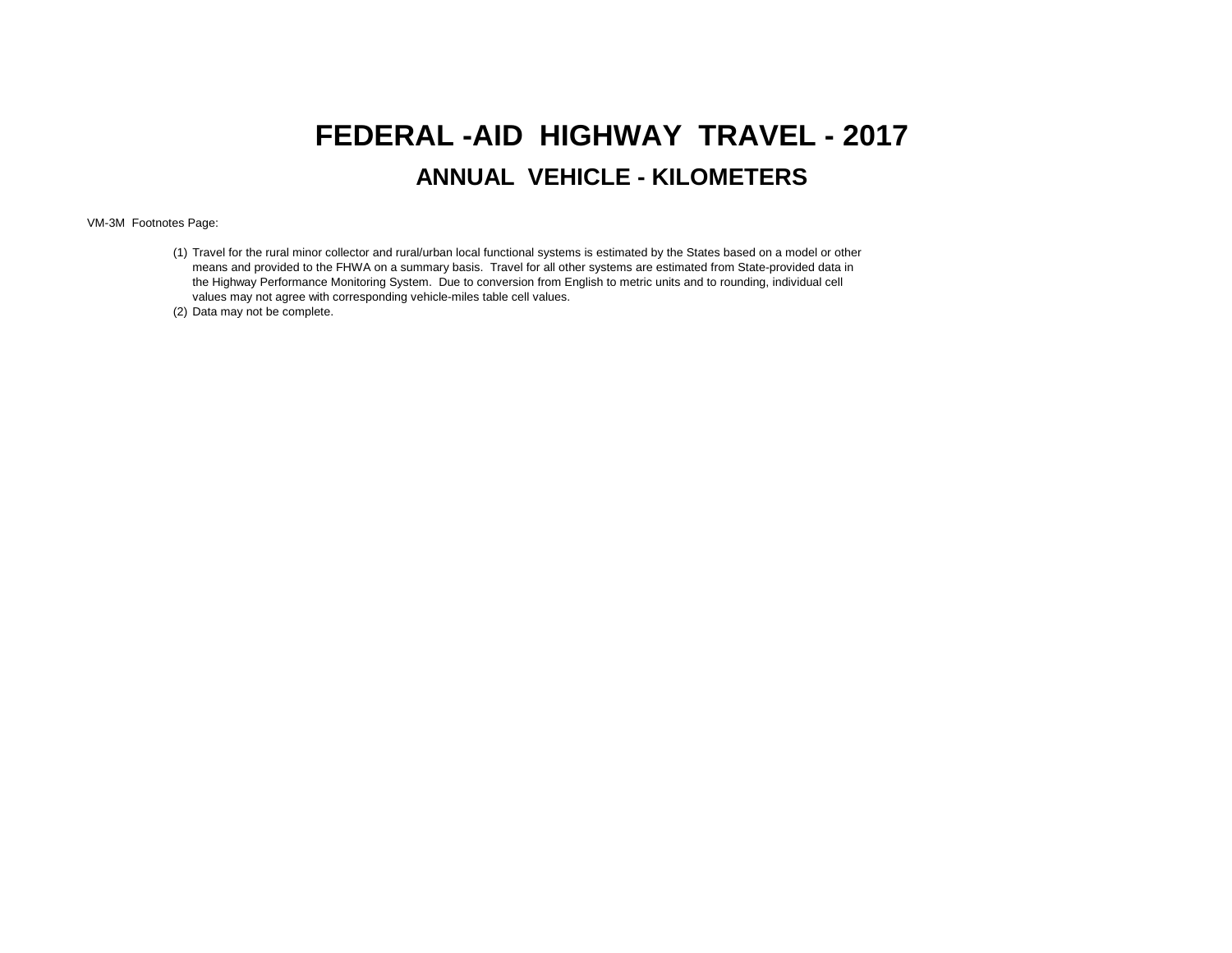# FEDERAL -AID HIGHWAY TRAVEL - 2017

## ANNUAL VEHICLE - KILOMETERS

VM-3M Footnotes Page:

(1) Travel for the rural minor collector and rural/urban local functional systems is estimated by the States based on a model or other means and provided to the FHWA on a summary basis. Travel for all other systems are estimated from State-provided data in the Highway Performance Monitoring System. Due to conversion from English to metric units and to rounding, individual cell values may not agree with corresponding vehicle-miles table cell values.

(2) Data may not be complete.